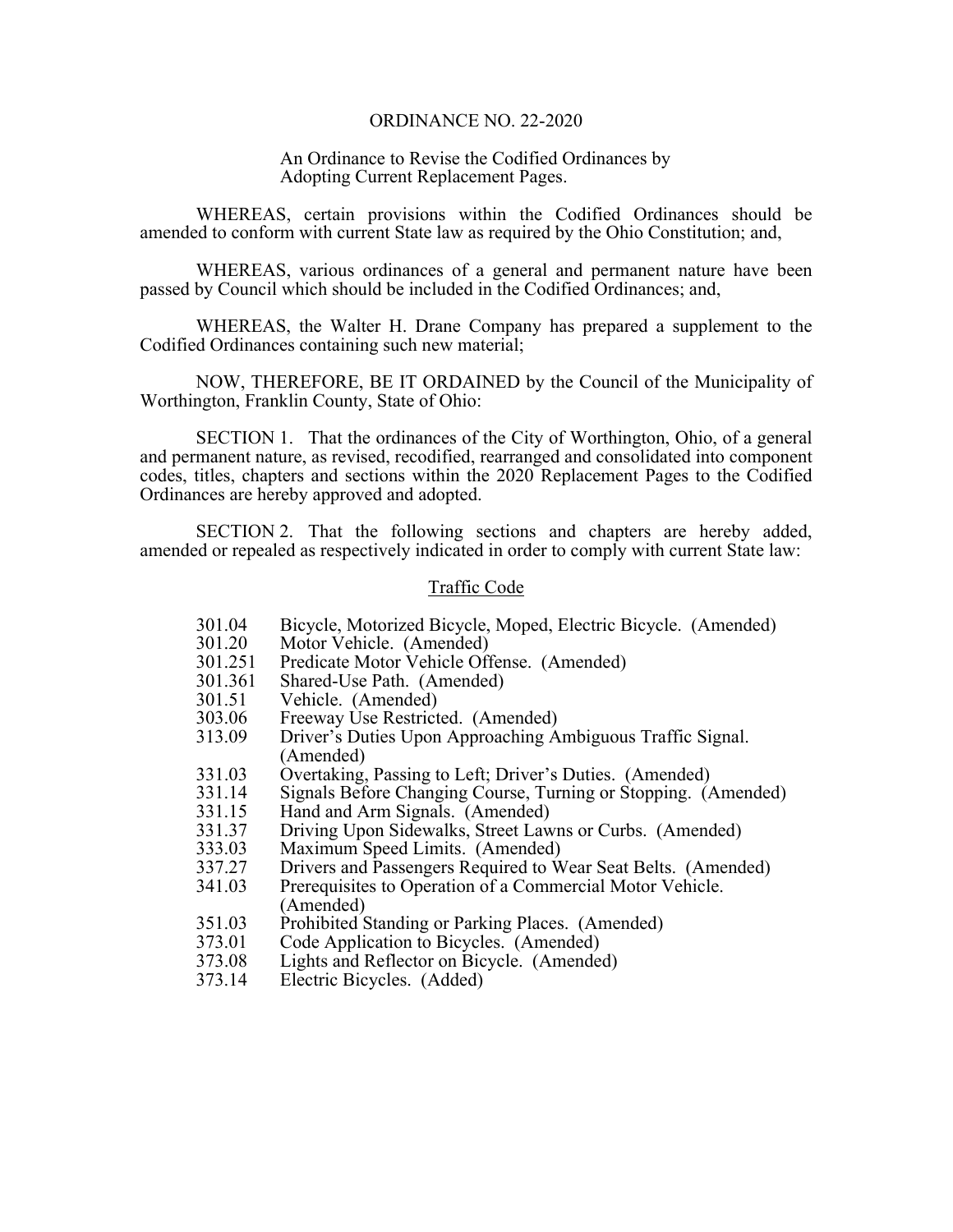# ORDINANCE NO. 22-2020

An Ordinance to Revise the Codified Ordinances by Adopting Current Replacement Pages.

WHEREAS, certain provisions within the Codified Ordinances should be amended to conform with current State law as required by the Ohio Constitution; and,

WHEREAS, various ordinances of a general and permanent nature have been passed by Council which should be included in the Codified Ordinances; and,

WHEREAS, the Walter H. Drane Company has prepared a supplement to the Codified Ordinances containing such new material;

NOW, THEREFORE, BE IT ORDAINED by the Council of the Municipality of Worthington, Franklin County, State of Ohio:

SECTION 1. That the ordinances of the City of Worthington, Ohio, of a general and permanent nature, as revised, recodified, rearranged and consolidated into component codes, titles, chapters and sections within the 2020 Replacement Pages to the Codified Ordinances are hereby approved and adopted.

SECTION 2. That the following sections and chapters are hereby added, amended or repealed as respectively indicated in order to comply with current State law:

## Traffic Code

- 301.04 Bicycle, Motorized Bicycle, Moped, Electric Bicycle. (Amended)
- 301.20 Motor Vehicle. (Amended)
- 301.251 Predicate Motor Vehicle Offense. (Amended)
- 301.361 Shared-Use Path. (Amended)
- 301.51 Vehicle. (Amended)
- 303.06 Freeway Use Restricted. (Amended)
- 313.09 Driver's Duties Upon Approaching Ambiguous Traffic Signal. (Amended)
- 331.03 Overtaking, Passing to Left; Driver's Duties. (Amended)
- 331.14 Signals Before Changing Course, Turning or Stopping. (Amended)
- 331.15 Hand and Arm Signals. (Amended)
- 331.37 Driving Upon Sidewalks, Street Lawns or Curbs. (Amended)
- 333.03 Maximum Speed Limits. (Amended)
- 337.27 Drivers and Passengers Required to Wear Seat Belts. (Amended)
- 341.03 Prerequisites to Operation of a Commercial Motor Vehicle. (Amended)
- 351.03 Prohibited Standing or Parking Places. (Amended)
- 373.01 Code Application to Bicycles. (Amended)
- 373.08 Lights and Reflector on Bicycle. (Amended)
- 373.14 Electric Bicycles. (Added)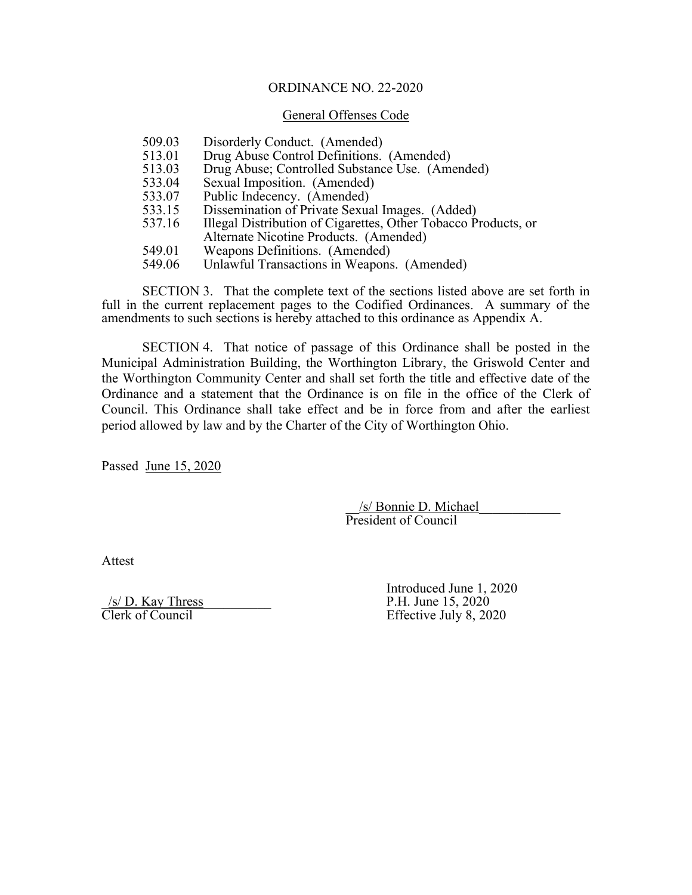ORDINANCE NO. 22-2020

General Offenses Code

| | |
|---|---|
| 509.03 | Disorderly Conduct. (Amended) |
| 513.01 | Drug Abuse Control Definitions. (Amended) |
| 513.03 | Drug Abuse; Controlled Substance Use. (Amended) |
| 533.04 | Sexual Imposition. (Amended) |
| 533.07 | Public Indecency. (Amended) |
| 533.15 | Dissemination of Private Sexual Images. (Added) |
| 537.16 | Illegal Distribution of Cigarettes, Other Tobacco Products, or Alternate Nicotine Products. (Amended) |
| 549.01 | Weapons Definitions. (Amended) |
| 549.06 | Unlawful Transactions in Weapons. (Amended) |

SECTION 3. That the complete text of the sections listed above are set forth in full in the current replacement pages to the Codified Ordinances. A summary of the amendments to such sections is hereby attached to this ordinance as Appendix A.

SECTION 4. That notice of passage of this Ordinance shall be posted in the Municipal Administration Building, the Worthington Library, the Griswold Center and the Worthington Community Center and shall set forth the title and effective date of the Ordinance and a statement that the Ordinance is on file in the office of the Clerk of Council. This Ordinance shall take effect and be in force from and after the earliest period allowed by law and by the Charter of the City of Worthington Ohio.

Passed June 15, 2020

/s/ Bonnie D. Michael
President of Council

Attest

/s/ D. Kay Thress
Clerk of Council

Introduced June 1, 2020
P.H. June 15, 2020
Effective July 8, 2020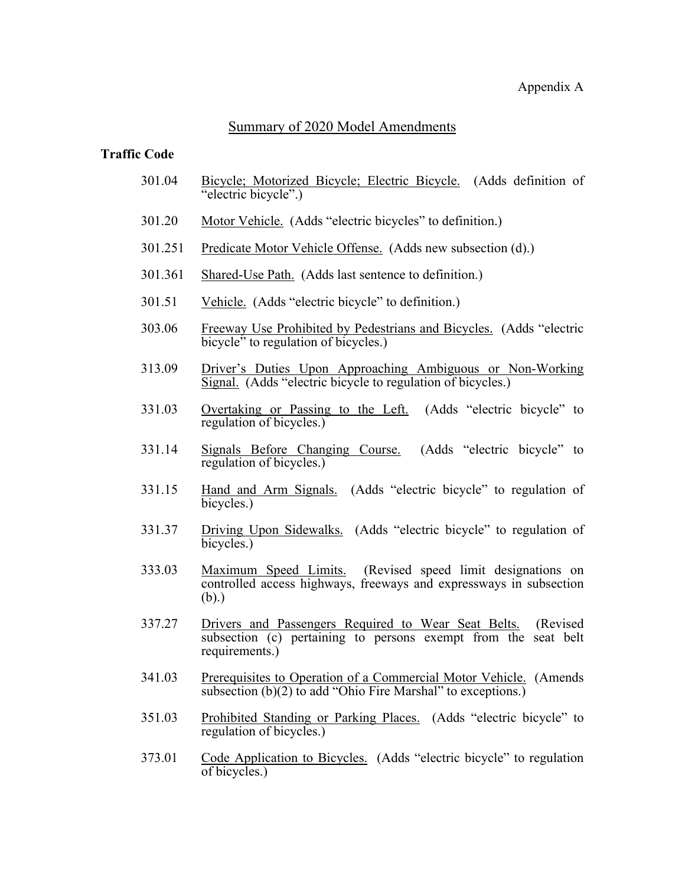Appendix A

## Summary of 2020 Model Amendments

**Traffic Code**

301.04 Bicycle; Motorized Bicycle; Electric Bicycle. (Adds definition of "electric bicycle".)

301.20 Motor Vehicle. (Adds "electric bicycles" to definition.)

301.251 Predicate Motor Vehicle Offense. (Adds new subsection (d).)

301.361 Shared-Use Path. (Adds last sentence to definition.)

301.51 Vehicle. (Adds "electric bicycle" to definition.)

303.06 Freeway Use Prohibited by Pedestrians and Bicycles. (Adds "electric bicycle" to regulation of bicycles.)

313.09 Driver's Duties Upon Approaching Ambiguous or Non-Working Signal. (Adds "electric bicycle to regulation of bicycles.)

331.03 Overtaking or Passing to the Left. (Adds "electric bicycle" to regulation of bicycles.)

331.14 Signals Before Changing Course. (Adds "electric bicycle" to regulation of bicycles.)

331.15 Hand and Arm Signals. (Adds "electric bicycle" to regulation of bicycles.)

331.37 Driving Upon Sidewalks. (Adds "electric bicycle" to regulation of bicycles.)

333.03 Maximum Speed Limits. (Revised speed limit designations on controlled access highways, freeways and expressways in subsection (b).)

337.27 Drivers and Passengers Required to Wear Seat Belts. (Revised subsection (c) pertaining to persons exempt from the seat belt requirements.)

341.03 Prerequisites to Operation of a Commercial Motor Vehicle. (Amends subsection (b)(2) to add "Ohio Fire Marshal" to exceptions.)

351.03 Prohibited Standing or Parking Places. (Adds "electric bicycle" to regulation of bicycles.)

373.01 Code Application to Bicycles. (Adds "electric bicycle" to regulation of bicycles.)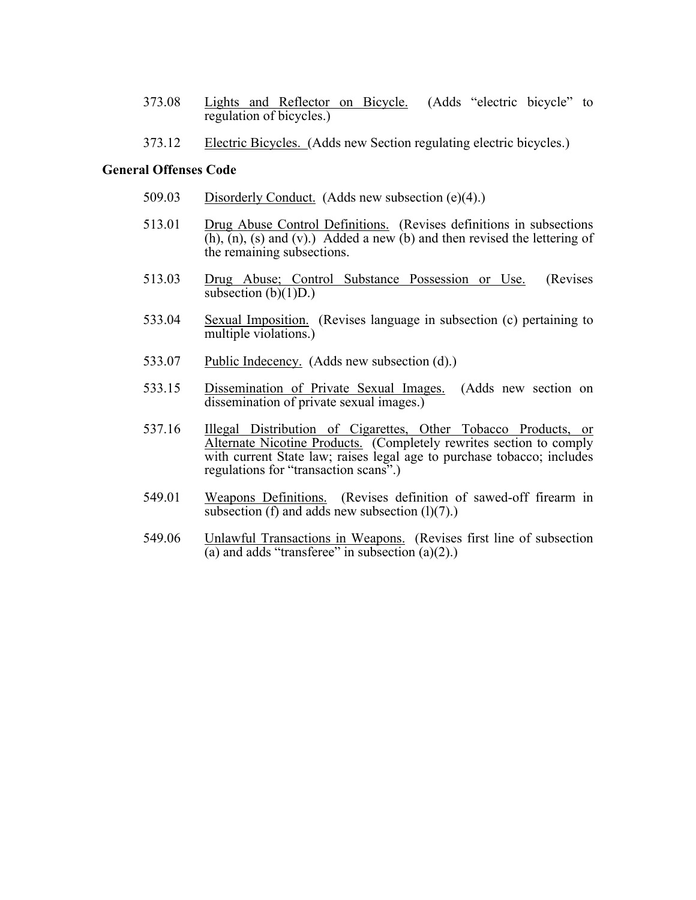373.08 Lights and Reflector on Bicycle. (Adds "electric bicycle" to regulation of bicycles.)

373.12 Electric Bicycles. (Adds new Section regulating electric bicycles.)

**General Offenses Code**

509.03 Disorderly Conduct. (Adds new subsection (e)(4).)

513.01 Drug Abuse Control Definitions. (Revises definitions in subsections (h), (n), (s) and (v).) Added a new (b) and then revised the lettering of the remaining subsections.

513.03 Drug Abuse; Control Substance Possession or Use. (Revises subsection (b)(1)D.)

533.04 Sexual Imposition. (Revises language in subsection (c) pertaining to multiple violations.)

533.07 Public Indecency. (Adds new subsection (d).)

533.15 Dissemination of Private Sexual Images. (Adds new section on dissemination of private sexual images.)

537.16 Illegal Distribution of Cigarettes, Other Tobacco Products, or Alternate Nicotine Products. (Completely rewrites section to comply with current State law; raises legal age to purchase tobacco; includes regulations for "transaction scans".)

549.01 Weapons Definitions. (Revises definition of sawed-off firearm in subsection (f) and adds new subsection (l)(7).)

549.06 Unlawful Transactions in Weapons. (Revises first line of subsection (a) and adds "transferee" in subsection (a)(2).)